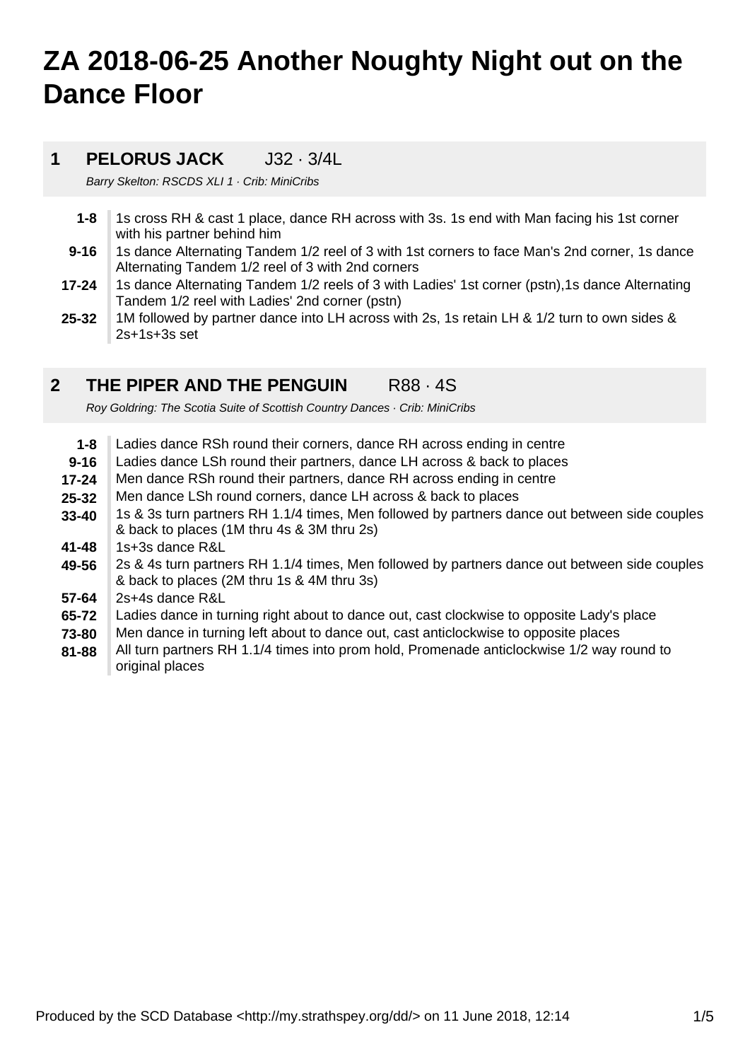# ZA 2018-06-25 Another Noughty Night out on the Dance Floor

## 1 PELORUS JACK J32 · 3/4L

*Barry Skelton: RSCDS XLI 1 · Crib: MiniCribs*

| | |
|---|---|
| **1-8** | 1s cross RH & cast 1 place, dance RH across with 3s. 1s end with Man facing his 1st corner with his partner behind him |
| **9-16** | 1s dance Alternating Tandem 1/2 reel of 3 with 1st corners to face Man's 2nd corner, 1s dance Alternating Tandem 1/2 reel of 3 with 2nd corners |
| **17-24** | 1s dance Alternating Tandem 1/2 reels of 3 with Ladies' 1st corner (pstn),1s dance Alternating Tandem 1/2 reel with Ladies' 2nd corner (pstn) |
| **25-32** | 1M followed by partner dance into LH across with 2s, 1s retain LH & 1/2 turn to own sides & 2s+1s+3s set |

## 2 THE PIPER AND THE PENGUIN R88 · 4S

*Roy Goldring: The Scotia Suite of Scottish Country Dances · Crib: MiniCribs*

| | |
|---|---|
| **1-8** | Ladies dance RSh round their corners, dance RH across ending in centre |
| **9-16** | Ladies dance LSh round their partners, dance LH across & back to places |
| **17-24** | Men dance RSh round their partners, dance RH across ending in centre |
| **25-32** | Men dance LSh round corners, dance LH across & back to places |
| **33-40** | 1s & 3s turn partners RH 1.1/4 times, Men followed by partners dance out between side couples & back to places (1M thru 4s & 3M thru 2s) |
| **41-48** | 1s+3s dance R&L |
| **49-56** | 2s & 4s turn partners RH 1.1/4 times, Men followed by partners dance out between side couples & back to places (2M thru 1s & 4M thru 3s) |
| **57-64** | 2s+4s dance R&L |
| **65-72** | Ladies dance in turning right about to dance out, cast clockwise to opposite Lady's place |
| **73-80** | Men dance in turning left about to dance out, cast anticlockwise to opposite places |
| **81-88** | All turn partners RH 1.1/4 times into prom hold, Promenade anticlockwise 1/2 way round to original places |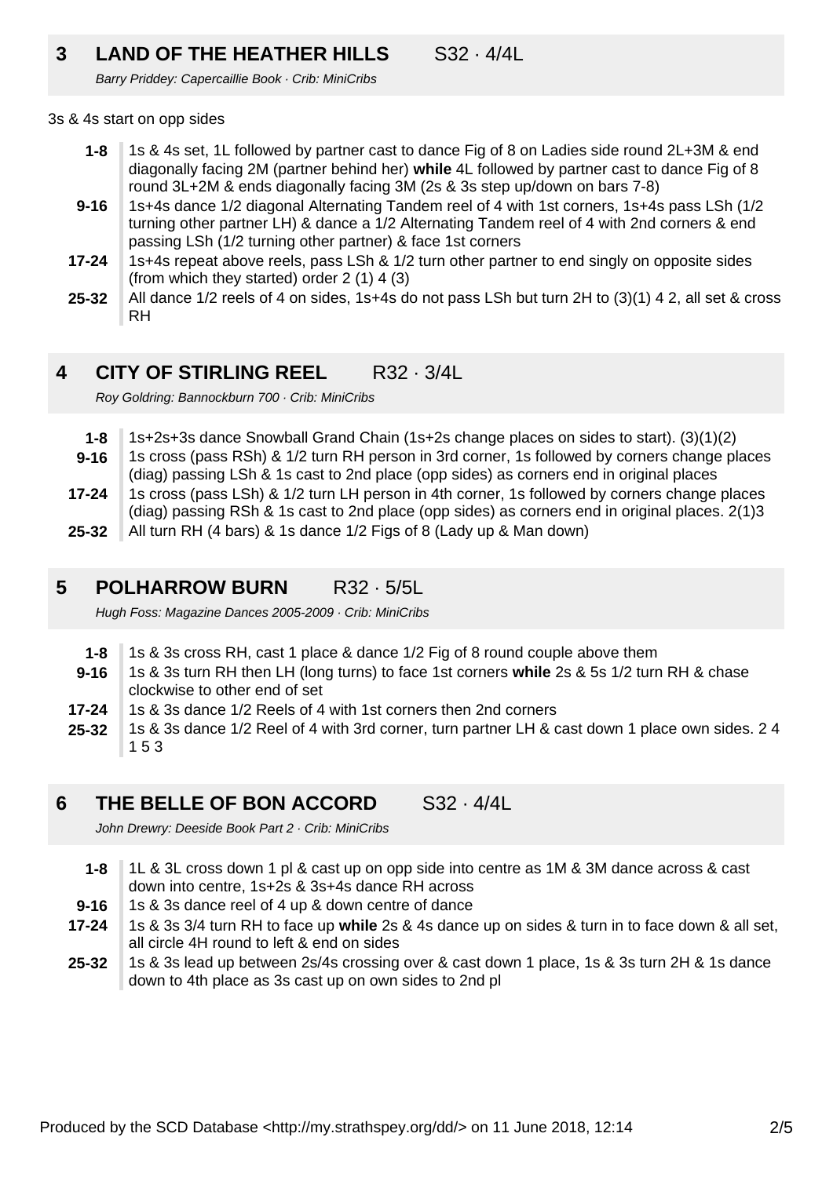## 3 LAND OF THE HEATHER HILLS S32 · 4/4L

*Barry Priddey: Capercaillie Book · Crib: MiniCribs*

3s & 4s start on opp sides

| | |
|---|---|
| **1-8** | 1s & 4s set, 1L followed by partner cast to dance Fig of 8 on Ladies side round 2L+3M & end diagonally facing 2M (partner behind her) **while** 4L followed by partner cast to dance Fig of 8 round 3L+2M & ends diagonally facing 3M (2s & 3s step up/down on bars 7-8) |
| **9-16** | 1s+4s dance 1/2 diagonal Alternating Tandem reel of 4 with 1st corners, 1s+4s pass LSh (1/2 turning other partner LH) & dance a 1/2 Alternating Tandem reel of 4 with 2nd corners & end passing LSh (1/2 turning other partner) & face 1st corners |
| **17-24** | 1s+4s repeat above reels, pass LSh & 1/2 turn other partner to end singly on opposite sides (from which they started) order 2 (1) 4 (3) |
| **25-32** | All dance 1/2 reels of 4 on sides, 1s+4s do not pass LSh but turn 2H to (3)(1) 4 2, all set & cross RH |

## 4 CITY OF STIRLING REEL R32 · 3/4L

*Roy Goldring: Bannockburn 700 · Crib: MiniCribs*

| | |
|---|---|
| **1-8** | 1s+2s+3s dance Snowball Grand Chain (1s+2s change places on sides to start). (3)(1)(2) |
| **9-16** | 1s cross (pass RSh) & 1/2 turn RH person in 3rd corner, 1s followed by corners change places (diag) passing LSh & 1s cast to 2nd place (opp sides) as corners end in original places |
| **17-24** | 1s cross (pass LSh) & 1/2 turn LH person in 4th corner, 1s followed by corners change places (diag) passing RSh & 1s cast to 2nd place (opp sides) as corners end in original places. 2(1)3 |
| **25-32** | All turn RH (4 bars) & 1s dance 1/2 Figs of 8 (Lady up & Man down) |

## 5 POLHARROW BURN R32 · 5/5L

*Hugh Foss: Magazine Dances 2005-2009 · Crib: MiniCribs*

| | |
|---|---|
| **1-8** | 1s & 3s cross RH, cast 1 place & dance 1/2 Fig of 8 round couple above them |
| **9-16** | 1s & 3s turn RH then LH (long turns) to face 1st corners **while** 2s & 5s 1/2 turn RH & chase clockwise to other end of set |
| **17-24** | 1s & 3s dance 1/2 Reels of 4 with 1st corners then 2nd corners |
| **25-32** | 1s & 3s dance 1/2 Reel of 4 with 3rd corner, turn partner LH & cast down 1 place own sides. 2 4 1 5 3 |

## 6 THE BELLE OF BON ACCORD S32 · 4/4L

*John Drewry: Deeside Book Part 2 · Crib: MiniCribs*

| | |
|---|---|
| **1-8** | 1L & 3L cross down 1 pl & cast up on opp side into centre as 1M & 3M dance across & cast down into centre, 1s+2s & 3s+4s dance RH across |
| **9-16** | 1s & 3s dance reel of 4 up & down centre of dance |
| **17-24** | 1s & 3s 3/4 turn RH to face up **while** 2s & 4s dance up on sides & turn in to face down & all set, all circle 4H round to left & end on sides |
| **25-32** | 1s & 3s lead up between 2s/4s crossing over & cast down 1 place, 1s & 3s turn 2H & 1s dance down to 4th place as 3s cast up on own sides to 2nd pl |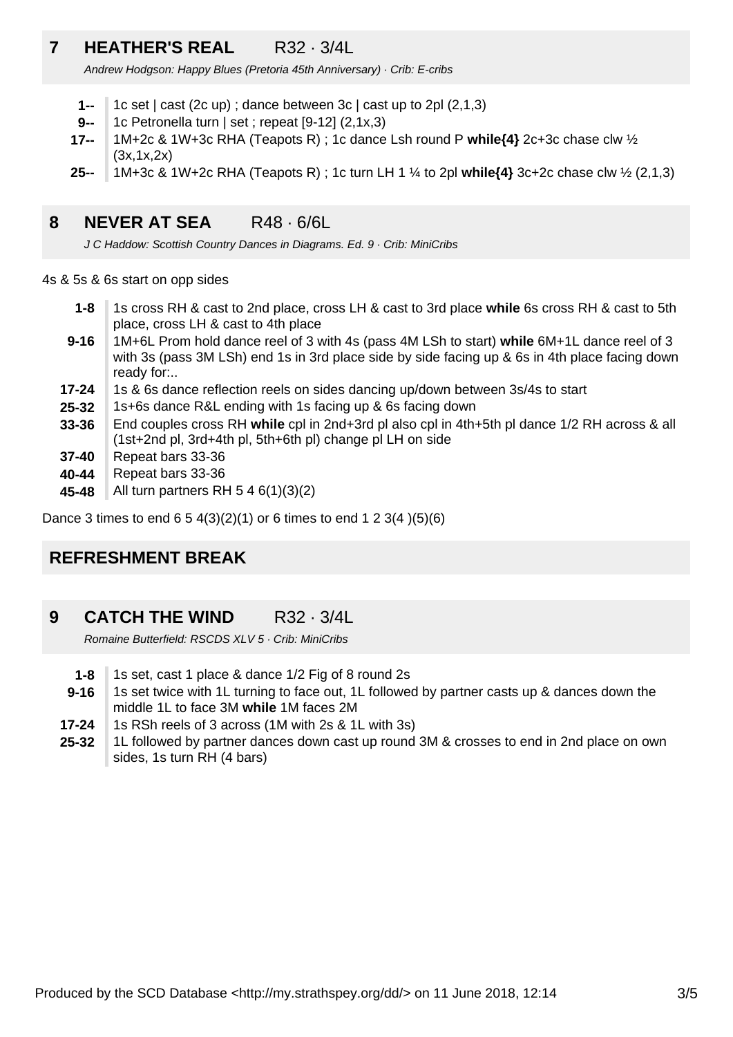## 7 HEATHER'S REAL R32 · 3/4L

*Andrew Hodgson: Happy Blues (Pretoria 45th Anniversary) · Crib: E-cribs*

- **1--** 1c set | cast (2c up) ; dance between 3c | cast up to 2pl (2,1,3)
- **9--** 1c Petronella turn | set ; repeat [9-12] (2,1x,3)
- **17--** 1M+2c & 1W+3c RHA (Teapots R) ; 1c dance Lsh round P **while{4}** 2c+3c chase clw ½ (3x,1x,2x)
- **25--** 1M+3c & 1W+2c RHA (Teapots R) ; 1c turn LH 1 ¼ to 2pl **while{4}** 3c+2c chase clw ½ (2,1,3)

## 8 NEVER AT SEA R48 · 6/6L

*J C Haddow: Scottish Country Dances in Diagrams. Ed. 9 · Crib: MiniCribs*

4s & 5s & 6s start on opp sides

- **1-8** 1s cross RH & cast to 2nd place, cross LH & cast to 3rd place **while** 6s cross RH & cast to 5th place, cross LH & cast to 4th place
- **9-16** 1M+6L Prom hold dance reel of 3 with 4s (pass 4M LSh to start) **while** 6M+1L dance reel of 3 with 3s (pass 3M LSh) end 1s in 3rd place side by side facing up & 6s in 4th place facing down ready for:..
- **17-24** 1s & 6s dance reflection reels on sides dancing up/down between 3s/4s to start
- **25-32** 1s+6s dance R&L ending with 1s facing up & 6s facing down
- **33-36** End couples cross RH **while** cpl in 2nd+3rd pl also cpl in 4th+5th pl dance 1/2 RH across & all (1st+2nd pl, 3rd+4th pl, 5th+6th pl) change pl LH on side
- **37-40** Repeat bars 33-36
- **40-44** Repeat bars 33-36
- **45-48** All turn partners RH 5 4 6(1)(3)(2)

Dance 3 times to end 6 5 4(3)(2)(1) or 6 times to end 1 2 3(4 )(5)(6)

## REFRESHMENT BREAK

## 9 CATCH THE WIND R32 · 3/4L

*Romaine Butterfield: RSCDS XLV 5 · Crib: MiniCribs*

- **1-8** 1s set, cast 1 place & dance 1/2 Fig of 8 round 2s
- **9-16** 1s set twice with 1L turning to face out, 1L followed by partner casts up & dances down the middle 1L to face 3M **while** 1M faces 2M
- **17-24** 1s RSh reels of 3 across (1M with 2s & 1L with 3s)
- **25-32** 1L followed by partner dances down cast up round 3M & crosses to end in 2nd place on own sides, 1s turn RH (4 bars)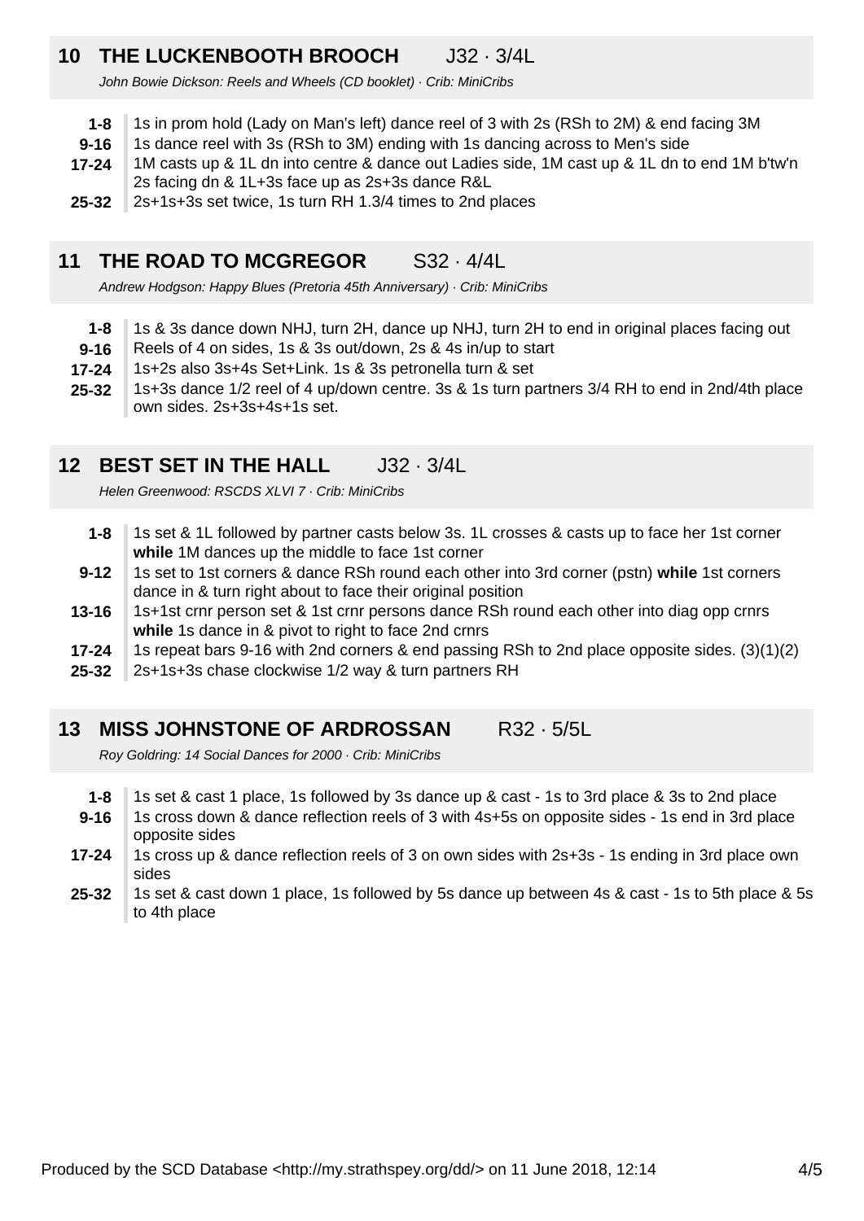## 10 THE LUCKENBOOTH BROOCH J32 · 3/4L

*John Bowie Dickson: Reels and Wheels (CD booklet) · Crib: MiniCribs*

| | |
|---|---|
| **1-8** | 1s in prom hold (Lady on Man's left) dance reel of 3 with 2s (RSh to 2M) & end facing 3M |
| **9-16** | 1s dance reel with 3s (RSh to 3M) ending with 1s dancing across to Men's side |
| **17-24** | 1M casts up & 1L dn into centre & dance out Ladies side, 1M cast up & 1L dn to end 1M b'tw'n 2s facing dn & 1L+3s face up as 2s+3s dance R&L |
| **25-32** | 2s+1s+3s set twice, 1s turn RH 1.3/4 times to 2nd places |

## 11 THE ROAD TO MCGREGOR S32 · 4/4L

*Andrew Hodgson: Happy Blues (Pretoria 45th Anniversary) · Crib: MiniCribs*

| | |
|---|---|
| **1-8** | 1s & 3s dance down NHJ, turn 2H, dance up NHJ, turn 2H to end in original places facing out |
| **9-16** | Reels of 4 on sides, 1s & 3s out/down, 2s & 4s in/up to start |
| **17-24** | 1s+2s also 3s+4s Set+Link. 1s & 3s petronella turn & set |
| **25-32** | 1s+3s dance 1/2 reel of 4 up/down centre. 3s & 1s turn partners 3/4 RH to end in 2nd/4th place own sides. 2s+3s+4s+1s set. |

## 12 BEST SET IN THE HALL J32 · 3/4L

*Helen Greenwood: RSCDS XLVI 7 · Crib: MiniCribs*

| | |
|---|---|
| **1-8** | 1s set & 1L followed by partner casts below 3s. 1L crosses & casts up to face her 1st corner **while** 1M dances up the middle to face 1st corner |
| **9-12** | 1s set to 1st corners & dance RSh round each other into 3rd corner (pstn) **while** 1st corners dance in & turn right about to face their original position |
| **13-16** | 1s+1st crnr person set & 1st crnr persons dance RSh round each other into diag opp crnrs **while** 1s dance in & pivot to right to face 2nd crnrs |
| **17-24** | 1s repeat bars 9-16 with 2nd corners & end passing RSh to 2nd place opposite sides. (3)(1)(2) |
| **25-32** | 2s+1s+3s chase clockwise 1/2 way & turn partners RH |

## 13 MISS JOHNSTONE OF ARDROSSAN R32 · 5/5L

*Roy Goldring: 14 Social Dances for 2000 · Crib: MiniCribs*

| | |
|---|---|
| **1-8** | 1s set & cast 1 place, 1s followed by 3s dance up & cast - 1s to 3rd place & 3s to 2nd place |
| **9-16** | 1s cross down & dance reflection reels of 3 with 4s+5s on opposite sides - 1s end in 3rd place opposite sides |
| **17-24** | 1s cross up & dance reflection reels of 3 on own sides with 2s+3s - 1s ending in 3rd place own sides |
| **25-32** | 1s set & cast down 1 place, 1s followed by 5s dance up between 4s & cast - 1s to 5th place & 5s to 4th place |

Produced by the SCD Database <http://my.strathspey.org/dd/> on 11 June 2018, 12:14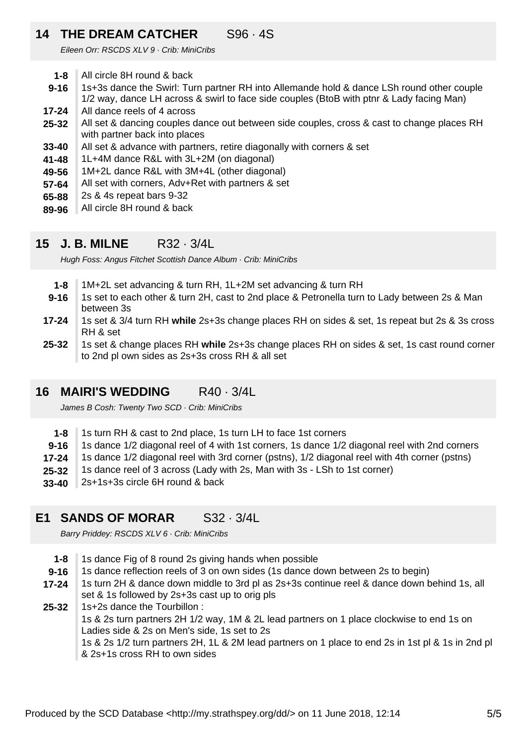## 14 THE DREAM CATCHER S96 · 4S

*Eileen Orr: RSCDS XLV 9 · Crib: MiniCribs*

| | |
|---|---|
| **1-8** | All circle 8H round & back |
| **9-16** | 1s+3s dance the Swirl: Turn partner RH into Allemande hold & dance LSh round other couple 1/2 way, dance LH across & swirl to face side couples (BtoB with ptnr & Lady facing Man) |
| **17-24** | All dance reels of 4 across |
| **25-32** | All set & dancing couples dance out between side couples, cross & cast to change places RH with partner back into places |
| **33-40** | All set & advance with partners, retire diagonally with corners & set |
| **41-48** | 1L+4M dance R&L with 3L+2M (on diagonal) |
| **49-56** | 1M+2L dance R&L with 3M+4L (other diagonal) |
| **57-64** | All set with corners, Adv+Ret with partners & set |
| **65-88** | 2s & 4s repeat bars 9-32 |
| **89-96** | All circle 8H round & back |

## 15 J. B. MILNE R32 · 3/4L

*Hugh Foss: Angus Fitchet Scottish Dance Album · Crib: MiniCribs*

| | |
|---|---|
| **1-8** | 1M+2L set advancing & turn RH, 1L+2M set advancing & turn RH |
| **9-16** | 1s set to each other & turn 2H, cast to 2nd place & Petronella turn to Lady between 2s & Man between 3s |
| **17-24** | 1s set & 3/4 turn RH **while** 2s+3s change places RH on sides & set, 1s repeat but 2s & 3s cross RH & set |
| **25-32** | 1s set & change places RH **while** 2s+3s change places RH on sides & set, 1s cast round corner to 2nd pl own sides as 2s+3s cross RH & all set |

## 16 MAIRI'S WEDDING R40 · 3/4L

*James B Cosh: Twenty Two SCD · Crib: MiniCribs*

| | |
|---|---|
| **1-8** | 1s turn RH & cast to 2nd place, 1s turn LH to face 1st corners |
| **9-16** | 1s dance 1/2 diagonal reel of 4 with 1st corners, 1s dance 1/2 diagonal reel with 2nd corners |
| **17-24** | 1s dance 1/2 diagonal reel with 3rd corner (pstns), 1/2 diagonal reel with 4th corner (pstns) |
| **25-32** | 1s dance reel of 3 across (Lady with 2s, Man with 3s - LSh to 1st corner) |
| **33-40** | 2s+1s+3s circle 6H round & back |

## E1 SANDS OF MORAR S32 · 3/4L

*Barry Priddey: RSCDS XLV 6 · Crib: MiniCribs*

| | |
|---|---|
| **1-8** | 1s dance Fig of 8 round 2s giving hands when possible |
| **9-16** | 1s dance reflection reels of 3 on own sides (1s dance down between 2s to begin) |
| **17-24** | 1s turn 2H & dance down middle to 3rd pl as 2s+3s continue reel & dance down behind 1s, all set & 1s followed by 2s+3s cast up to orig pls |
| **25-32** | 1s+2s dance the Tourbillon :<br>1s & 2s turn partners 2H 1/2 way, 1M & 2L lead partners on 1 place clockwise to end 1s on Ladies side & 2s on Men's side, 1s set to 2s<br>1s & 2s 1/2 turn partners 2H, 1L & 2M lead partners on 1 place to end 2s in 1st pl & 1s in 2nd pl & 2s+1s cross RH to own sides |

Produced by the SCD Database <http://my.strathspey.org/dd/> on 11 June 2018, 12:14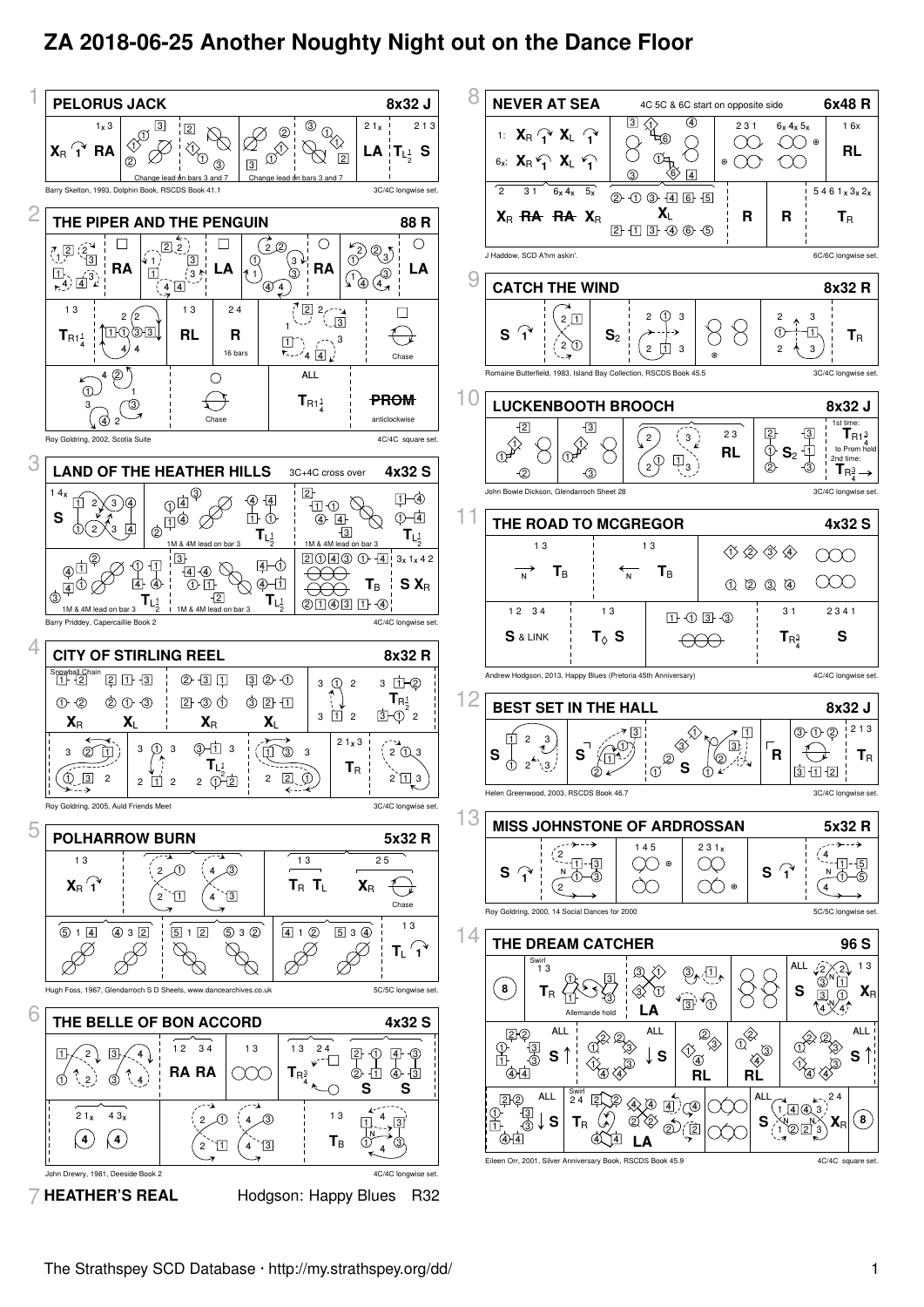# ZA 2018-06-25 Another Noughty Night out on the Dance Floor

## 1 PELORUS JACK — 8x32 J

Barry Skelton, 1993, Dolphin Book, RSCDS Book 41.1 — 3C/4C longwise set.

## 2 THE PIPER AND THE PENGUIN — 88 R

Roy Goldring, 2002, Scotia Suite — 4C/4C square set.

## 3 LAND OF THE HEATHER HILLS — 3C+4C cross over — 4x32 S

Barry Priddey, Capercaillie Book 2 — 4C/4C longwise set.

## 4 CITY OF STIRLING REEL — 8x32 R

Roy Goldring, 2005, Auld Friends Meet — 3C/4C longwise set.

## 5 POLHARROW BURN — 5x32 R

Hugh Foss, 1967, Glendarroch S D Sheets, www.dancearchives.co.uk — 5C/5C longwise set.

## 6 THE BELLE OF BON ACCORD — 4x32 S

John Drewry, 1981, Deeside Book 2 — 4C/4C longwise set.

## 7 HEATHER'S REAL — Hodgson: Happy Blues R32

## 8 NEVER AT SEA — 4C 5C & 6C start on opposite side — 6x48 R

J Haddow, SCD A'hm askin'. — 6C/6C longwise set.

## 9 CATCH THE WIND — 8x32 R

Romaine Butterfield, 1983, Island Bay Collection, RSCDS Book 45.5 — 3C/4C longwise set.

## 10 LUCKENBOOTH BROOCH — 8x32 J

John Bowie Dickson, Glendarroch Sheet 28 — 3C/4C longwise set.

## 11 THE ROAD TO MCGREGOR — 4x32 S

Andrew Hodgson, 2013, Happy Blues (Pretoria 45th Anniversary) — 4C/4C longwise set.

## 12 BEST SET IN THE HALL — 8x32 J

Helen Greenwood, 2003, RSCDS Book 46.7 — 3C/4C longwise set.

## 13 MISS JOHNSTONE OF ARDROSSAN — 5x32 R

Roy Goldring, 2000, 14 Social Dances for 2000 — 5C/5C longwise set.

## 14 THE DREAM CATCHER — 96 S

Eileen Orr, 2001, Silver Anniversary Book, RSCDS Book 45.9 — 4C/4C square set.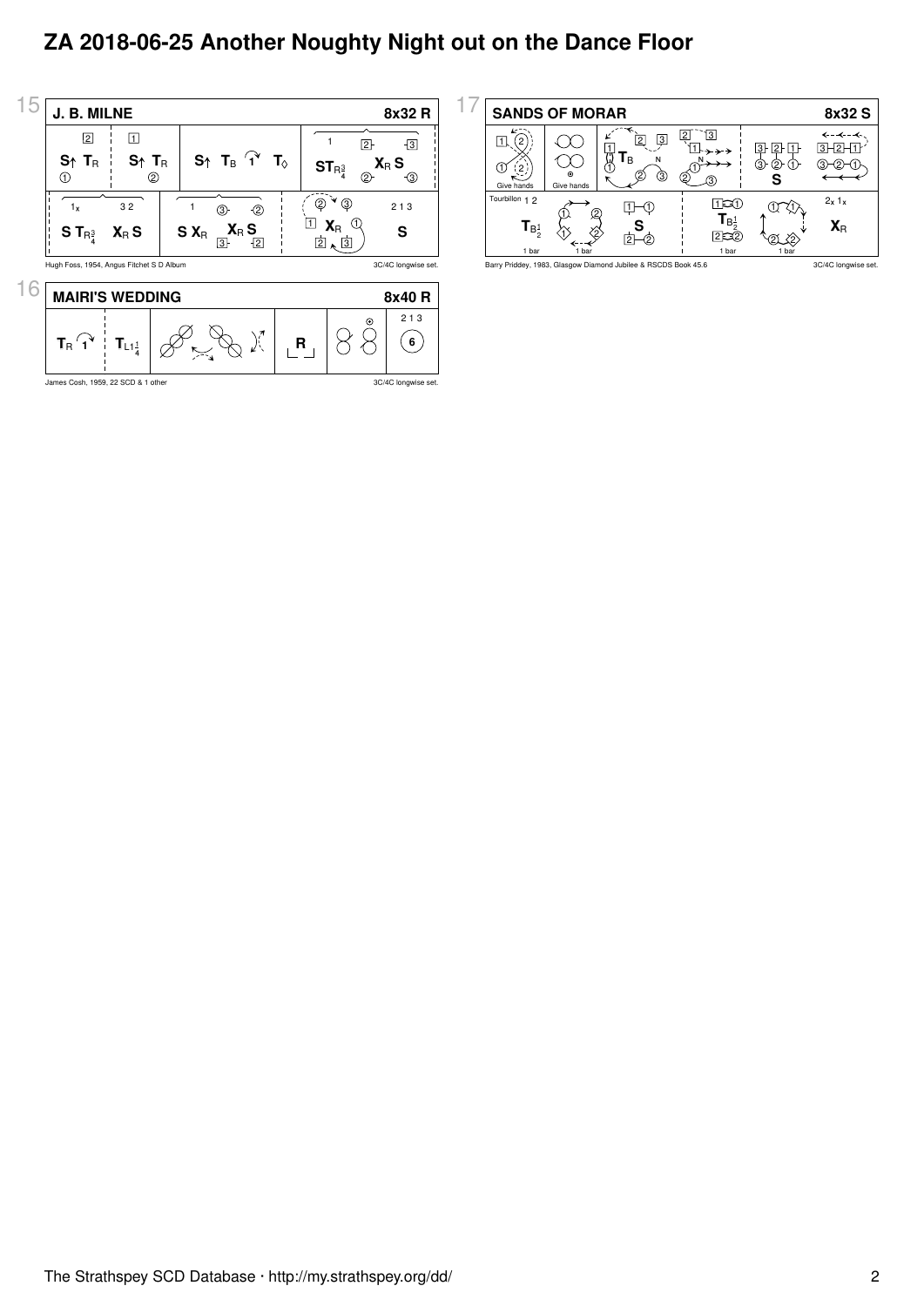# ZA 2018-06-25 Another Noughty Night out on the Dance Floor

15

**J. B. MILNE** — 8x32 R

Hugh Foss, 1954, Angus Fitchet S D Album — 3C/4C longwise set.

16

**MAIRI'S WEDDING** — 8x40 R

James Cosh, 1959, 22 SCD & 1 other — 3C/4C longwise set.

17

**SANDS OF MORAR** — 8x32 S

Barry Priddey, 1983, Glasgow Diamond Jubilee & RSCDS Book 45.6 — 3C/4C longwise set.